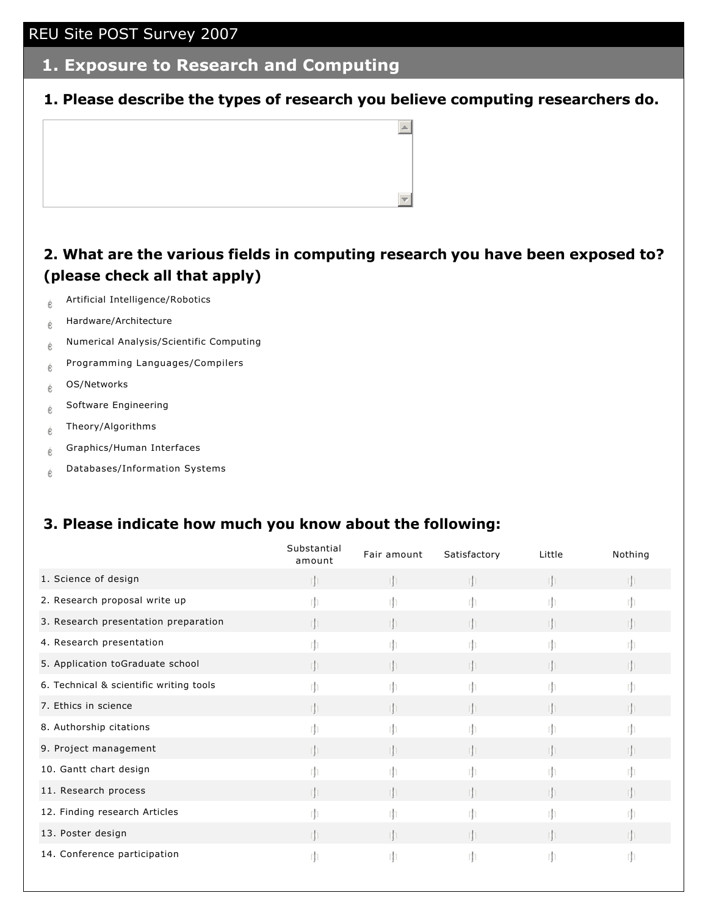# REU Site POST Survey 2007

## 1. Exposure to Research and Computing

### 1. Please describe the types of research you believe computing researchers do.

### 2. What are the various fields in computing research you have been exposed to? (please check all that apply)

- Artificial Intelligence/Robotics
- Hardware/Architecture
- Numerical Analysis/Scientific Computing
- Programming Languages/Compilers
- OS/Networks
- Software Engineering
- Theory/Algorithms
- Graphics/Human Interfaces
- Databases/Information Systems

### 3. Please indicate how much you know about the following:

| | Substantial amount | Fair amount | Satisfactory | Little | Nothing |
|---|---|---|---|---|---|
| 1. Science of design | | | | | |
| 2. Research proposal write up | | | | | |
| 3. Research presentation preparation | | | | | |
| 4. Research presentation | | | | | |
| 5. Application toGraduate school | | | | | |
| 6. Technical & scientific writing tools | | | | | |
| 7. Ethics in science | | | | | |
| 8. Authorship citations | | | | | |
| 9. Project management | | | | | |
| 10. Gantt chart design | | | | | |
| 11. Research process | | | | | |
| 12. Finding research Articles | | | | | |
| 13. Poster design | | | | | |
| 14. Conference participation | | | | | |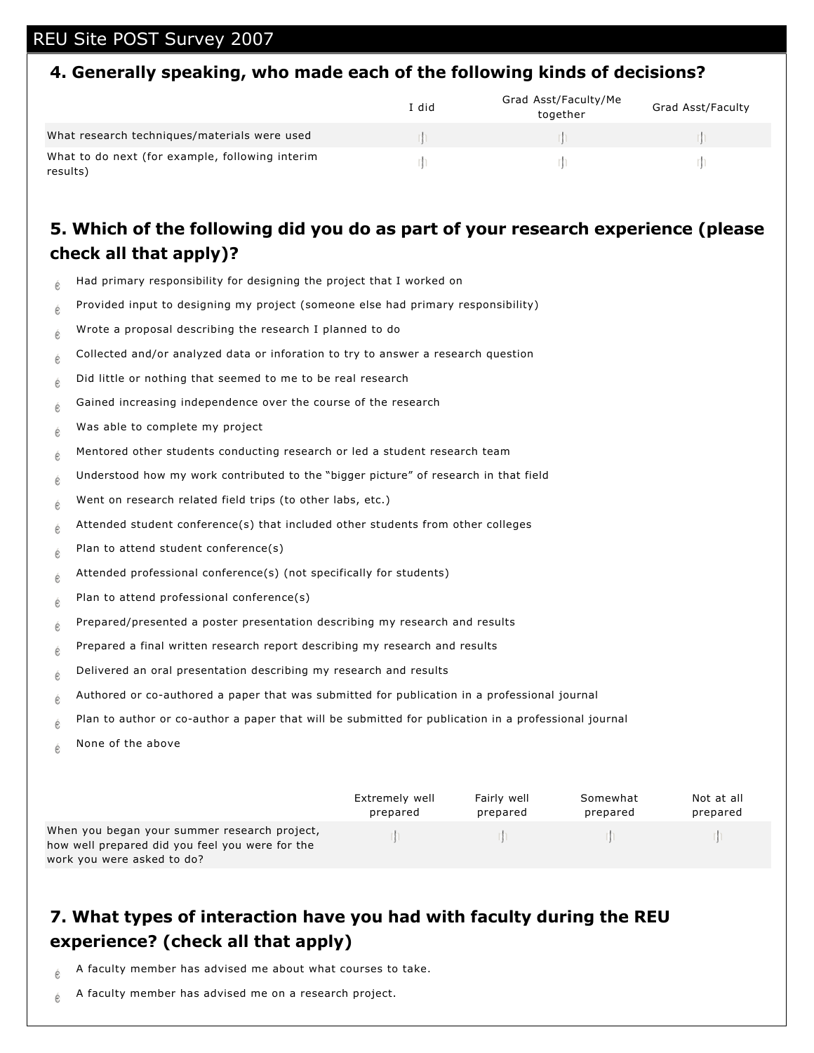## REU Site POST Survey 2007

### 4. Generally speaking, who made each of the following kinds of decisions?

| | I did | Grad Asst/Faculty/Me together | Grad Asst/Faculty |
|---|---|---|---|
| What research techniques/materials were used | | | |
| What to do next (for example, following interim results) | | | |

### 5. Which of the following did you do as part of your research experience (please check all that apply)?

- Had primary responsibility for designing the project that I worked on
- Provided input to designing my project (someone else had primary responsibility)
- Wrote a proposal describing the research I planned to do
- Collected and/or analyzed data or inforation to try to answer a research question
- Did little or nothing that seemed to me to be real research
- Gained increasing independence over the course of the research
- Was able to complete my project
- Mentored other students conducting research or led a student research team
- Understood how my work contributed to the "bigger picture" of research in that field
- Went on research related field trips (to other labs, etc.)
- Attended student conference(s) that included other students from other colleges
- Plan to attend student conference(s)
- Attended professional conference(s) (not specifically for students)
- Plan to attend professional conference(s)
- Prepared/presented a poster presentation describing my research and results
- Prepared a final written research report describing my research and results
- Delivered an oral presentation describing my research and results
- Authored or co-authored a paper that was submitted for publication in a professional journal
- Plan to author or co-author a paper that will be submitted for publication in a professional journal
- None of the above

| | Extremely well prepared | Fairly well prepared | Somewhat prepared | Not at all prepared |
|---|---|---|---|---|
| When you began your summer research project, how well prepared did you feel you were for the work you were asked to do? | | | | |

### 7. What types of interaction have you had with faculty during the REU experience? (check all that apply)

- A faculty member has advised me about what courses to take.
- A faculty member has advised me on a research project.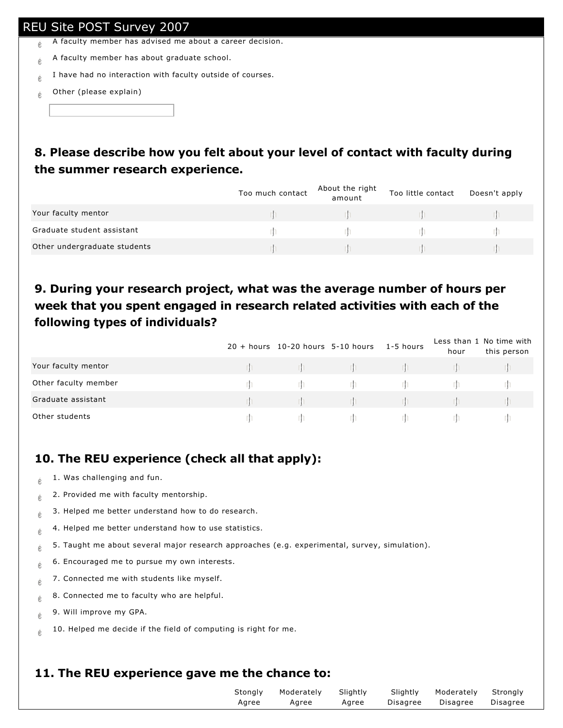- A faculty member has advised me about a career decision.
- A faculty member has about graduate school.
- I have had no interaction with faculty outside of courses.
- Other (please explain)

## 8. Please describe how you felt about your level of contact with faculty during the summer research experience.

| | Too much contact | About the right amount | Too little contact | Doesn't apply |
|---|---|---|---|---|
| Your faculty mentor | | | | |
| Graduate student assistant | | | | |
| Other undergraduate students | | | | |

## 9. During your research project, what was the average number of hours per week that you spent engaged in research related activities with each of the following types of individuals?

| | 20 + hours | 10-20 hours | 5-10 hours | 1-5 hours | Less than 1 hour | No time with this person |
|---|---|---|---|---|---|---|
| Your faculty mentor | | | | | | |
| Other faculty member | | | | | | |
| Graduate assistant | | | | | | |
| Other students | | | | | | |

## 10. The REU experience (check all that apply):

- 1. Was challenging and fun.
- 2. Provided me with faculty mentorship.
- 3. Helped me better understand how to do research.
- 4. Helped me better understand how to use statistics.
- 5. Taught me about several major research approaches (e.g. experimental, survey, simulation).
- 6. Encouraged me to pursue my own interests.
- 7. Connected me with students like myself.
- 8. Connected me to faculty who are helpful.
- 9. Will improve my GPA.
- 10. Helped me decide if the field of computing is right for me.

## 11. The REU experience gave me the chance to:

| | Stongly Agree | Moderately Agree | Slightly Agree | Slightly Disagree | Moderately Disagree | Strongly Disagree |
|---|---|---|---|---|---|---|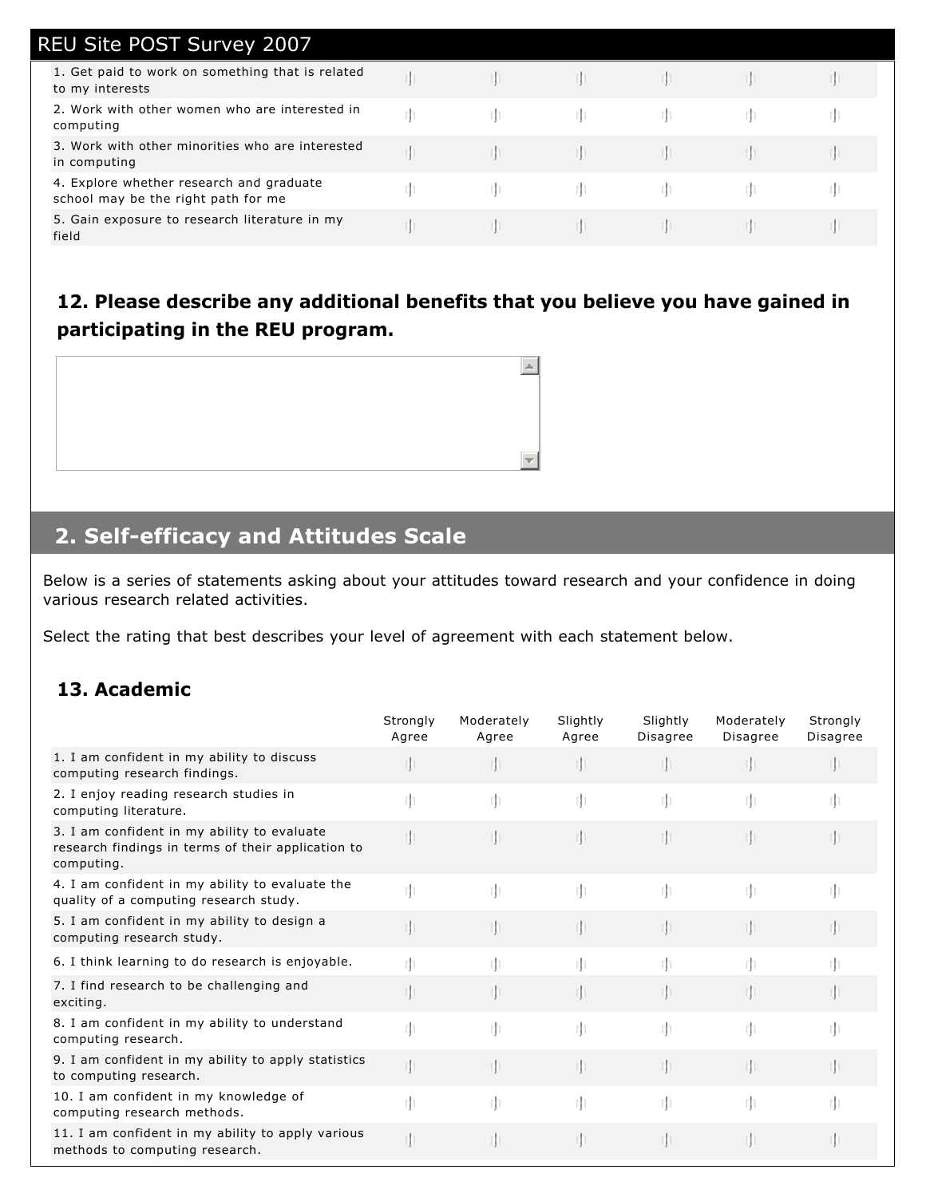| | | | | | | |
|---|---|---|---|---|---|---|
| 1. Get paid to work on something that is related to my interests | | | | | | |
| 2. Work with other women who are interested in computing | | | | | | |
| 3. Work with other minorities who are interested in computing | | | | | | |
| 4. Explore whether research and graduate school may be the right path for me | | | | | | |
| 5. Gain exposure to research literature in my field | | | | | | |

### 12. Please describe any additional benefits that you believe you have gained in participating in the REU program.

## 2. Self-efficacy and Attitudes Scale

Below is a series of statements asking about your attitudes toward research and your confidence in doing various research related activities.

Select the rating that best describes your level of agreement with each statement below.

### 13. Academic

| | Strongly Agree | Moderately Agree | Slightly Agree | Slightly Disagree | Moderately Disagree | Strongly Disagree |
|---|---|---|---|---|---|---|
| 1. I am confident in my ability to discuss computing research findings. | | | | | | |
| 2. I enjoy reading research studies in computing literature. | | | | | | |
| 3. I am confident in my ability to evaluate research findings in terms of their application to computing. | | | | | | |
| 4. I am confident in my ability to evaluate the quality of a computing research study. | | | | | | |
| 5. I am confident in my ability to design a computing research study. | | | | | | |
| 6. I think learning to do research is enjoyable. | | | | | | |
| 7. I find research to be challenging and exciting. | | | | | | |
| 8. I am confident in my ability to understand computing research. | | | | | | |
| 9. I am confident in my ability to apply statistics to computing research. | | | | | | |
| 10. I am confident in my knowledge of computing research methods. | | | | | | |
| 11. I am confident in my ability to apply various methods to computing research. | | | | | | |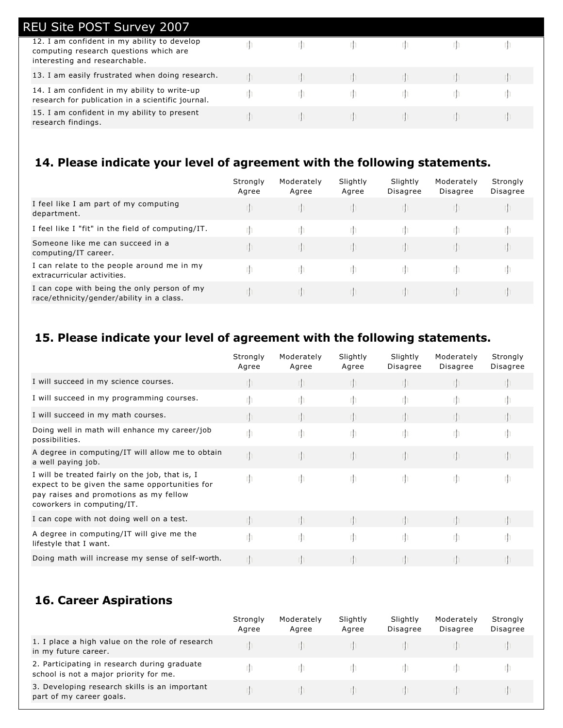| | | | | | | |
|---|---|---|---|---|---|---|
| 12. I am confident in my ability to develop computing research questions which are interesting and researchable. | | | | | | |
| 13. I am easily frustrated when doing research. | | | | | | |
| 14. I am confident in my ability to write-up research for publication in a scientific journal. | | | | | | |
| 15. I am confident in my ability to present research findings. | | | | | | |

## 14. Please indicate your level of agreement with the following statements.

| | Strongly Agree | Moderately Agree | Slightly Agree | Slightly Disagree | Moderately Disagree | Strongly Disagree |
|---|---|---|---|---|---|---|
| I feel like I am part of my computing department. | | | | | | |
| I feel like I "fit" in the field of computing/IT. | | | | | | |
| Someone like me can succeed in a computing/IT career. | | | | | | |
| I can relate to the people around me in my extracurricular activities. | | | | | | |
| I can cope with being the only person of my race/ethnicity/gender/ability in a class. | | | | | | |

## 15. Please indicate your level of agreement with the following statements.

| | Strongly Agree | Moderately Agree | Slightly Agree | Slightly Disagree | Moderately Disagree | Strongly Disagree |
|---|---|---|---|---|---|---|
| I will succeed in my science courses. | | | | | | |
| I will succeed in my programming courses. | | | | | | |
| I will succeed in my math courses. | | | | | | |
| Doing well in math will enhance my career/job possibilities. | | | | | | |
| A degree in computing/IT will allow me to obtain a well paying job. | | | | | | |
| I will be treated fairly on the job, that is, I expect to be given the same opportunities for pay raises and promotions as my fellow coworkers in computing/IT. | | | | | | |
| I can cope with not doing well on a test. | | | | | | |
| A degree in computing/IT will give me the lifestyle that I want. | | | | | | |
| Doing math will increase my sense of self-worth. | | | | | | |

## 16. Career Aspirations

| | Strongly Agree | Moderately Agree | Slightly Agree | Slightly Disagree | Moderately Disagree | Strongly Disagree |
|---|---|---|---|---|---|---|
| 1. I place a high value on the role of research in my future career. | | | | | | |
| 2. Participating in research during graduate school is not a major priority for me. | | | | | | |
| 3. Developing research skills is an important part of my career goals. | | | | | | |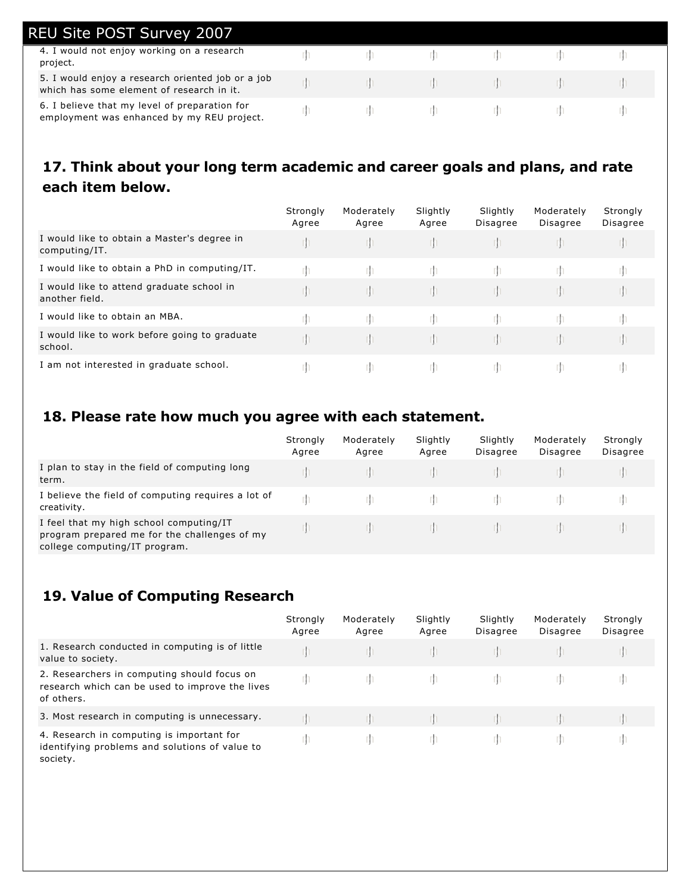| | | | | | | |
|---|---|---|---|---|---|---|
| 4. I would not enjoy working on a research project. | | | | | | |
| 5. I would enjoy a research oriented job or a job which has some element of research in it. | | | | | | |
| 6. I believe that my level of preparation for employment was enhanced by my REU project. | | | | | | |

## 17. Think about your long term academic and career goals and plans, and rate each item below.

| | Strongly Agree | Moderately Agree | Slightly Agree | Slightly Disagree | Moderately Disagree | Strongly Disagree |
|---|---|---|---|---|---|---|
| I would like to obtain a Master's degree in computing/IT. | | | | | | |
| I would like to obtain a PhD in computing/IT. | | | | | | |
| I would like to attend graduate school in another field. | | | | | | |
| I would like to obtain an MBA. | | | | | | |
| I would like to work before going to graduate school. | | | | | | |
| I am not interested in graduate school. | | | | | | |

## 18. Please rate how much you agree with each statement.

| | Strongly Agree | Moderately Agree | Slightly Agree | Slightly Disagree | Moderately Disagree | Strongly Disagree |
|---|---|---|---|---|---|---|
| I plan to stay in the field of computing long term. | | | | | | |
| I believe the field of computing requires a lot of creativity. | | | | | | |
| I feel that my high school computing/IT program prepared me for the challenges of my college computing/IT program. | | | | | | |

## 19. Value of Computing Research

| | Strongly Agree | Moderately Agree | Slightly Agree | Slightly Disagree | Moderately Disagree | Strongly Disagree |
|---|---|---|---|---|---|---|
| 1. Research conducted in computing is of little value to society. | | | | | | |
| 2. Researchers in computing should focus on research which can be used to improve the lives of others. | | | | | | |
| 3. Most research in computing is unnecessary. | | | | | | |
| 4. Research in computing is important for identifying problems and solutions of value to society. | | | | | | |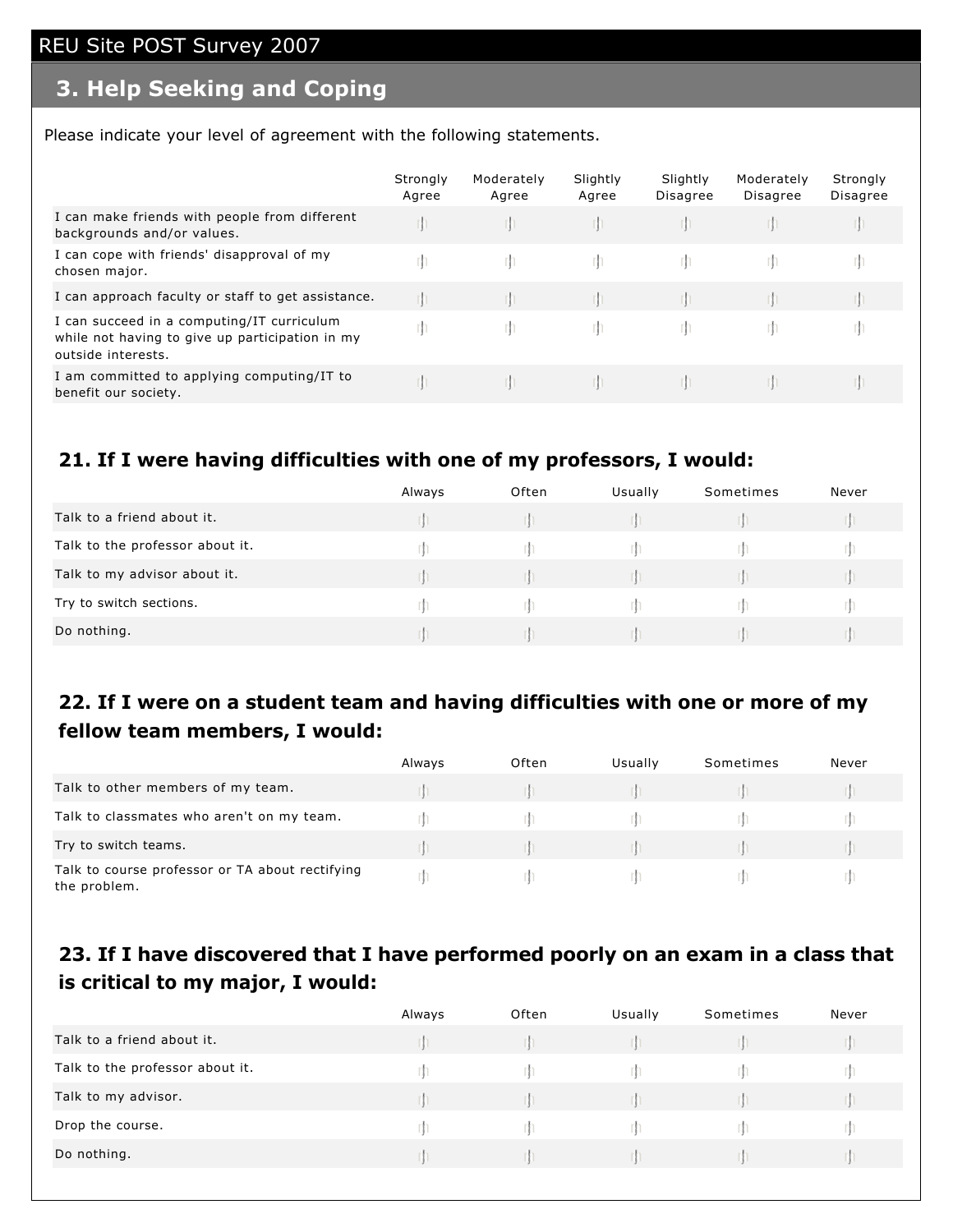REU Site POST Survey 2007

## 3. Help Seeking and Coping

Please indicate your level of agreement with the following statements.

| | Strongly Agree | Moderately Agree | Slightly Agree | Slightly Disagree | Moderately Disagree | Strongly Disagree |
|---|---|---|---|---|---|---|
| I can make friends with people from different backgrounds and/or values. | | | | | | |
| I can cope with friends' disapproval of my chosen major. | | | | | | |
| I can approach faculty or staff to get assistance. | | | | | | |
| I can succeed in a computing/IT curriculum while not having to give up participation in my outside interests. | | | | | | |
| I am committed to applying computing/IT to benefit our society. | | | | | | |

### 21. If I were having difficulties with one of my professors, I would:

| | Always | Often | Usually | Sometimes | Never |
|---|---|---|---|---|---|
| Talk to a friend about it. | | | | | |
| Talk to the professor about it. | | | | | |
| Talk to my advisor about it. | | | | | |
| Try to switch sections. | | | | | |
| Do nothing. | | | | | |

### 22. If I were on a student team and having difficulties with one or more of my fellow team members, I would:

| | Always | Often | Usually | Sometimes | Never |
|---|---|---|---|---|---|
| Talk to other members of my team. | | | | | |
| Talk to classmates who aren't on my team. | | | | | |
| Try to switch teams. | | | | | |
| Talk to course professor or TA about rectifying the problem. | | | | | |

### 23. If I have discovered that I have performed poorly on an exam in a class that is critical to my major, I would:

| | Always | Often | Usually | Sometimes | Never |
|---|---|---|---|---|---|
| Talk to a friend about it. | | | | | |
| Talk to the professor about it. | | | | | |
| Talk to my advisor. | | | | | |
| Drop the course. | | | | | |
| Do nothing. | | | | | |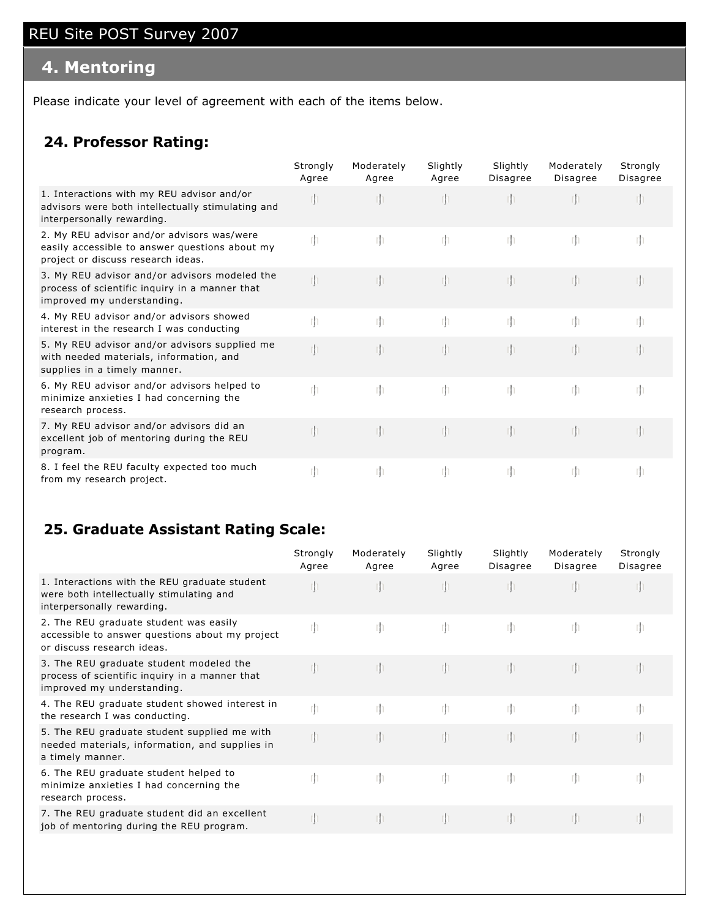# REU Site POST Survey 2007

## 4. Mentoring

Please indicate your level of agreement with each of the items below.

### 24. Professor Rating:

| | Strongly Agree | Moderately Agree | Slightly Agree | Slightly Disagree | Moderately Disagree | Strongly Disagree |
|---|---|---|---|---|---|---|
| 1. Interactions with my REU advisor and/or advisors were both intellectually stimulating and interpersonally rewarding. | | | | | | |
| 2. My REU advisor and/or advisors was/were easily accessible to answer questions about my project or discuss research ideas. | | | | | | |
| 3. My REU advisor and/or advisors modeled the process of scientific inquiry in a manner that improved my understanding. | | | | | | |
| 4. My REU advisor and/or advisors showed interest in the research I was conducting | | | | | | |
| 5. My REU advisor and/or advisors supplied me with needed materials, information, and supplies in a timely manner. | | | | | | |
| 6. My REU advisor and/or advisors helped to minimize anxieties I had concerning the research process. | | | | | | |
| 7. My REU advisor and/or advisors did an excellent job of mentoring during the REU program. | | | | | | |
| 8. I feel the REU faculty expected too much from my research project. | | | | | | |

### 25. Graduate Assistant Rating Scale:

| | Strongly Agree | Moderately Agree | Slightly Agree | Slightly Disagree | Moderately Disagree | Strongly Disagree |
|---|---|---|---|---|---|---|
| 1. Interactions with the REU graduate student were both intellectually stimulating and interpersonally rewarding. | | | | | | |
| 2. The REU graduate student was easily accessible to answer questions about my project or discuss research ideas. | | | | | | |
| 3. The REU graduate student modeled the process of scientific inquiry in a manner that improved my understanding. | | | | | | |
| 4. The REU graduate student showed interest in the research I was conducting. | | | | | | |
| 5. The REU graduate student supplied me with needed materials, information, and supplies in a timely manner. | | | | | | |
| 6. The REU graduate student helped to minimize anxieties I had concerning the research process. | | | | | | |
| 7. The REU graduate student did an excellent job of mentoring during the REU program. | | | | | | |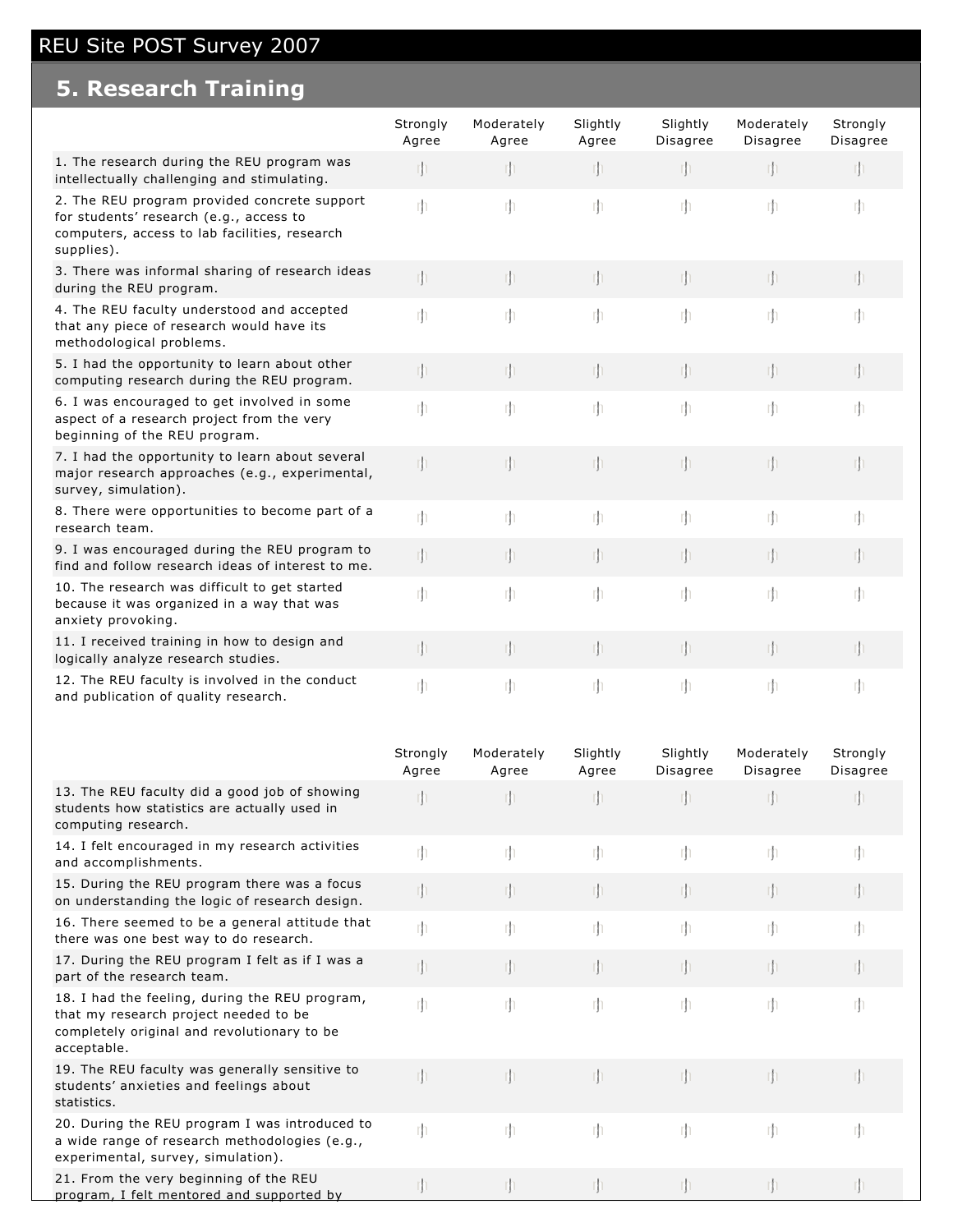REU Site POST Survey 2007

## 5. Research Training

| | Strongly Agree | Moderately Agree | Slightly Agree | Slightly Disagree | Moderately Disagree | Strongly Disagree |
|---|---|---|---|---|---|---|
| 1. The research during the REU program was intellectually challenging and stimulating. | | | | | | |
| 2. The REU program provided concrete support for students' research (e.g., access to computers, access to lab facilities, research supplies). | | | | | | |
| 3. There was informal sharing of research ideas during the REU program. | | | | | | |
| 4. The REU faculty understood and accepted that any piece of research would have its methodological problems. | | | | | | |
| 5. I had the opportunity to learn about other computing research during the REU program. | | | | | | |
| 6. I was encouraged to get involved in some aspect of a research project from the very beginning of the REU program. | | | | | | |
| 7. I had the opportunity to learn about several major research approaches (e.g., experimental, survey, simulation). | | | | | | |
| 8. There were opportunities to become part of a research team. | | | | | | |
| 9. I was encouraged during the REU program to find and follow research ideas of interest to me. | | | | | | |
| 10. The research was difficult to get started because it was organized in a way that was anxiety provoking. | | | | | | |
| 11. I received training in how to design and logically analyze research studies. | | | | | | |
| 12. The REU faculty is involved in the conduct and publication of quality research. | | | | | | |

| | Strongly Agree | Moderately Agree | Slightly Agree | Slightly Disagree | Moderately Disagree | Strongly Disagree |
|---|---|---|---|---|---|---|
| 13. The REU faculty did a good job of showing students how statistics are actually used in computing research. | | | | | | |
| 14. I felt encouraged in my research activities and accomplishments. | | | | | | |
| 15. During the REU program there was a focus on understanding the logic of research design. | | | | | | |
| 16. There seemed to be a general attitude that there was one best way to do research. | | | | | | |
| 17. During the REU program I felt as if I was a part of the research team. | | | | | | |
| 18. I had the feeling, during the REU program, that my research project needed to be completely original and revolutionary to be acceptable. | | | | | | |
| 19. The REU faculty was generally sensitive to students' anxieties and feelings about statistics. | | | | | | |
| 20. During the REU program I was introduced to a wide range of research methodologies (e.g., experimental, survey, simulation). | | | | | | |
| 21. From the very beginning of the REU program, I felt mentored and supported by | | | | | | |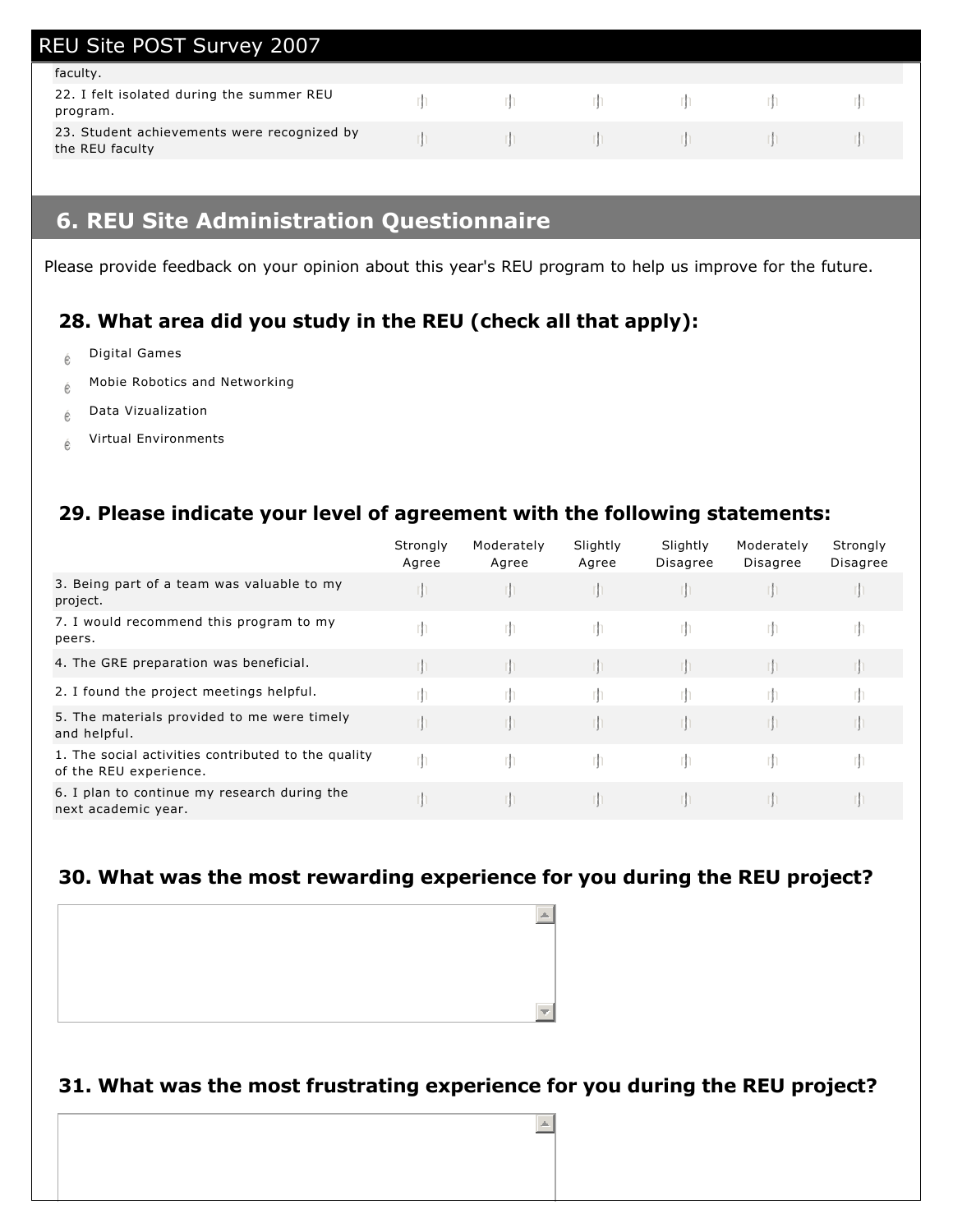faculty.

| | | | | | | |
|---|---|---|---|---|---|---|
| 22. I felt isolated during the summer REU program. | | | | | | |
| 23. Student achievements were recognized by the REU faculty | | | | | | |

## 6. REU Site Administration Questionnaire

Please provide feedback on your opinion about this year's REU program to help us improve for the future.

### 28. What area did you study in the REU (check all that apply):

- Digital Games
- Mobie Robotics and Networking
- Data Vizualization
- Virtual Environments

### 29. Please indicate your level of agreement with the following statements:

| | Strongly Agree | Moderately Agree | Slightly Agree | Slightly Disagree | Moderately Disagree | Strongly Disagree |
|---|---|---|---|---|---|---|
| 3. Being part of a team was valuable to my project. | | | | | | |
| 7. I would recommend this program to my peers. | | | | | | |
| 4. The GRE preparation was beneficial. | | | | | | |
| 2. I found the project meetings helpful. | | | | | | |
| 5. The materials provided to me were timely and helpful. | | | | | | |
| 1. The social activities contributed to the quality of the REU experience. | | | | | | |
| 6. I plan to continue my research during the next academic year. | | | | | | |

### 30. What was the most rewarding experience for you during the REU project?

### 31. What was the most frustrating experience for you during the REU project?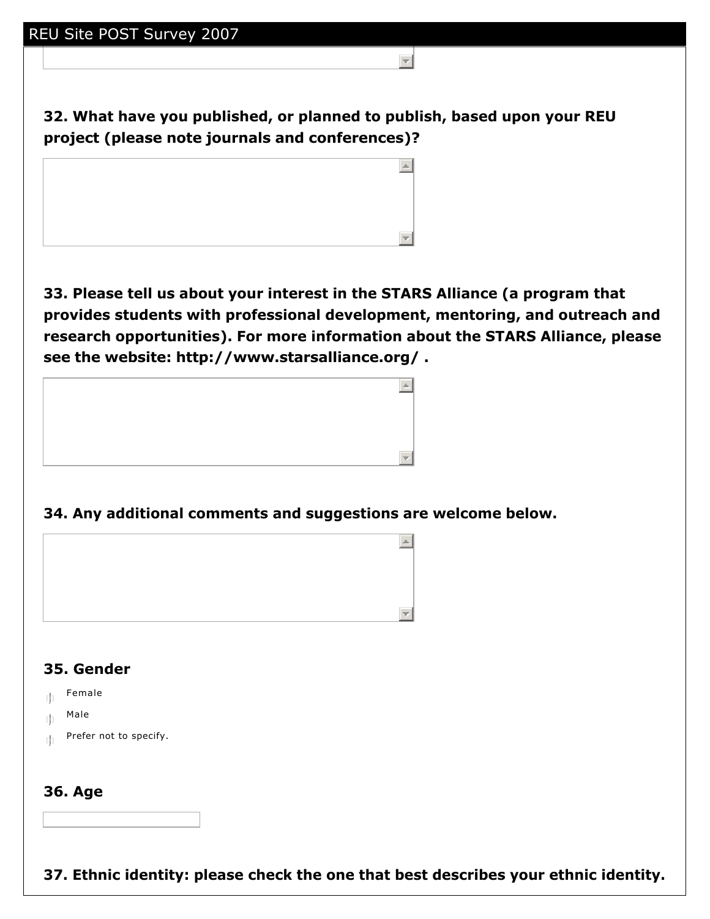**32. What have you published, or planned to publish, based upon your REU project (please note journals and conferences)?**

**33. Please tell us about your interest in the STARS Alliance (a program that provides students with professional development, mentoring, and outreach and research opportunities). For more information about the STARS Alliance, please see the website: http://www.starsalliance.org/ .**

**34. Any additional comments and suggestions are welcome below.**

**35. Gender**

- Female
- Male
- Prefer not to specify.

**36. Age**

**37. Ethnic identity: please check the one that best describes your ethnic identity.**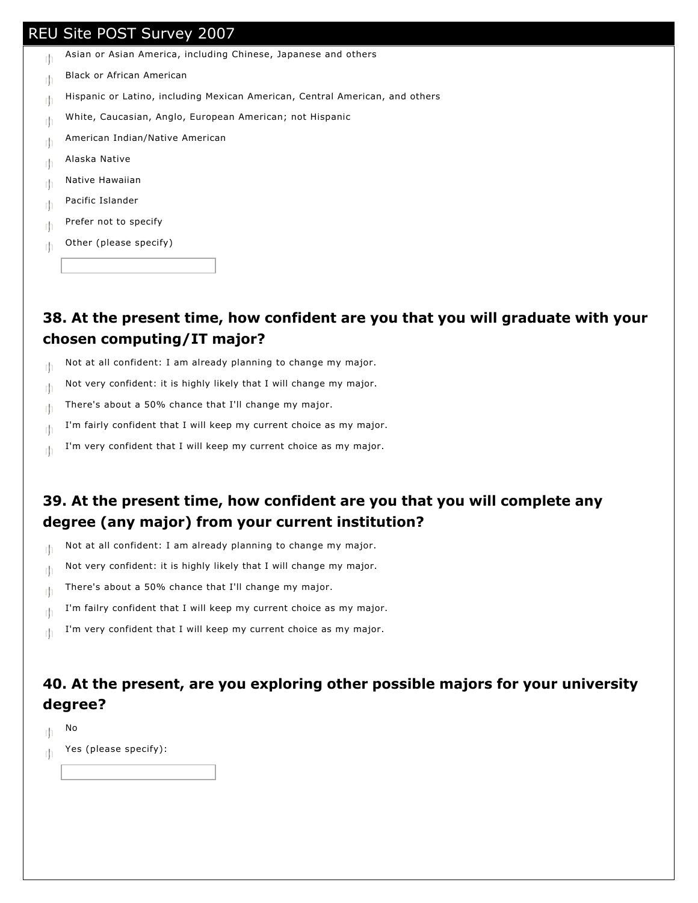- Asian or Asian America, including Chinese, Japanese and others
- Black or African American
- Hispanic or Latino, including Mexican American, Central American, and others
- White, Caucasian, Anglo, European American; not Hispanic
- American Indian/Native American
- Alaska Native
- Native Hawaiian
- Pacific Islander
- Prefer not to specify
- Other (please specify)

### 38. At the present time, how confident are you that you will graduate with your chosen computing/IT major?

- Not at all confident: I am already planning to change my major.
- Not very confident: it is highly likely that I will change my major.
- There's about a 50% chance that I'll change my major.
- I'm fairly confident that I will keep my current choice as my major.
- I'm very confident that I will keep my current choice as my major.

### 39. At the present time, how confident are you that you will complete any degree (any major) from your current institution?

- Not at all confident: I am already planning to change my major.
- Not very confident: it is highly likely that I will change my major.
- There's about a 50% chance that I'll change my major.
- I'm failry confident that I will keep my current choice as my major.
- I'm very confident that I will keep my current choice as my major.

### 40. At the present, are you exploring other possible majors for your university degree?

- No
- Yes (please specify):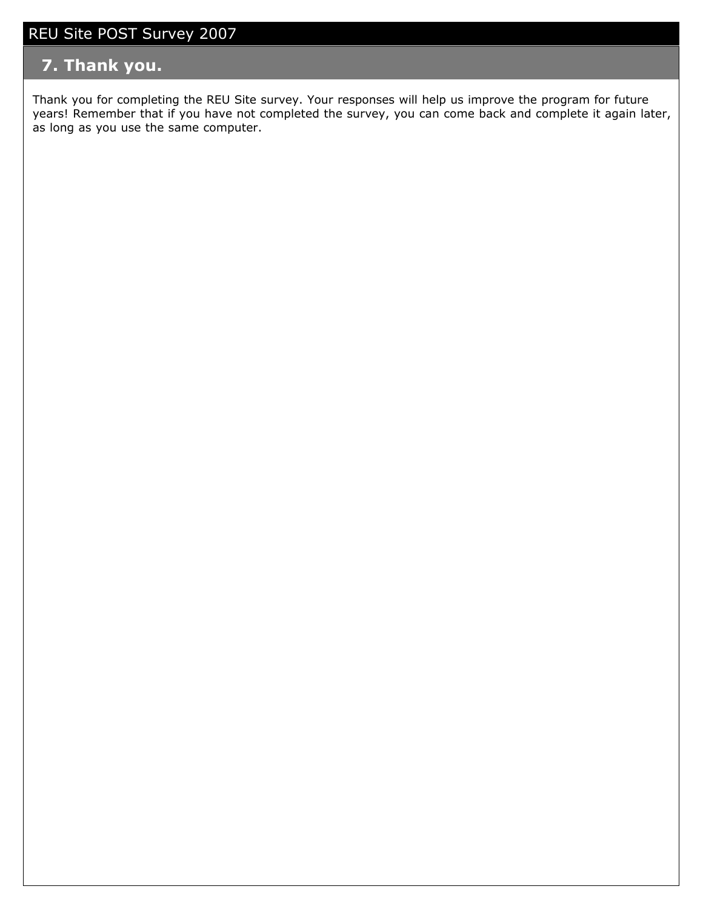## 7. Thank you.

Thank you for completing the REU Site survey. Your responses will help us improve the program for future years! Remember that if you have not completed the survey, you can come back and complete it again later, as long as you use the same computer.